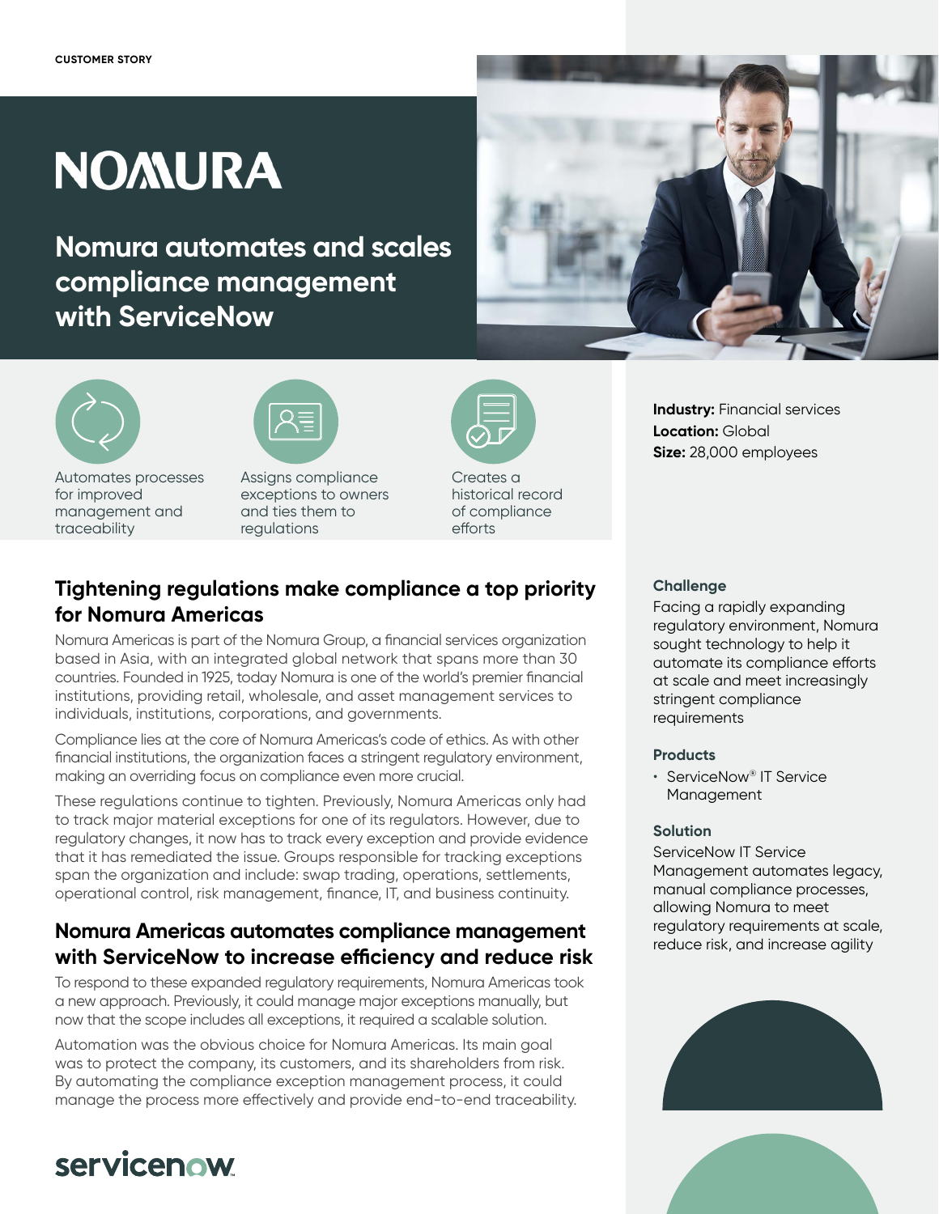CUSTOMER STORY

# NOMURA

## Nomura automates and scales compliance management with ServiceNow

Automates processes for improved management and traceability

Assigns compliance exceptions to owners and ties them to regulations

Creates a historical record of compliance efforts

**Industry:** Financial services
**Location:** Global
**Size:** 28,000 employees

### Challenge

Facing a rapidly expanding regulatory environment, Nomura sought technology to help it automate its compliance efforts at scale and meet increasingly stringent compliance requirements

### Products

- ServiceNow® IT Service Management

### Solution

ServiceNow IT Service Management automates legacy, manual compliance processes, allowing Nomura to meet regulatory requirements at scale, reduce risk, and increase agility

## Tightening regulations make compliance a top priority for Nomura Americas

Nomura Americas is part of the Nomura Group, a financial services organization based in Asia, with an integrated global network that spans more than 30 countries. Founded in 1925, today Nomura is one of the world's premier financial institutions, providing retail, wholesale, and asset management services to individuals, institutions, corporations, and governments.

Compliance lies at the core of Nomura Americas's code of ethics. As with other financial institutions, the organization faces a stringent regulatory environment, making an overriding focus on compliance even more crucial.

These regulations continue to tighten. Previously, Nomura Americas only had to track major material exceptions for one of its regulators. However, due to regulatory changes, it now has to track every exception and provide evidence that it has remediated the issue. Groups responsible for tracking exceptions span the organization and include: swap trading, operations, settlements, operational control, risk management, finance, IT, and business continuity.

## Nomura Americas automates compliance management with ServiceNow to increase efficiency and reduce risk

To respond to these expanded regulatory requirements, Nomura Americas took a new approach. Previously, it could manage major exceptions manually, but now that the scope includes all exceptions, it required a scalable solution.

Automation was the obvious choice for Nomura Americas. Its main goal was to protect the company, its customers, and its shareholders from risk. By automating the compliance exception management process, it could manage the process more effectively and provide end-to-end traceability.

servicenow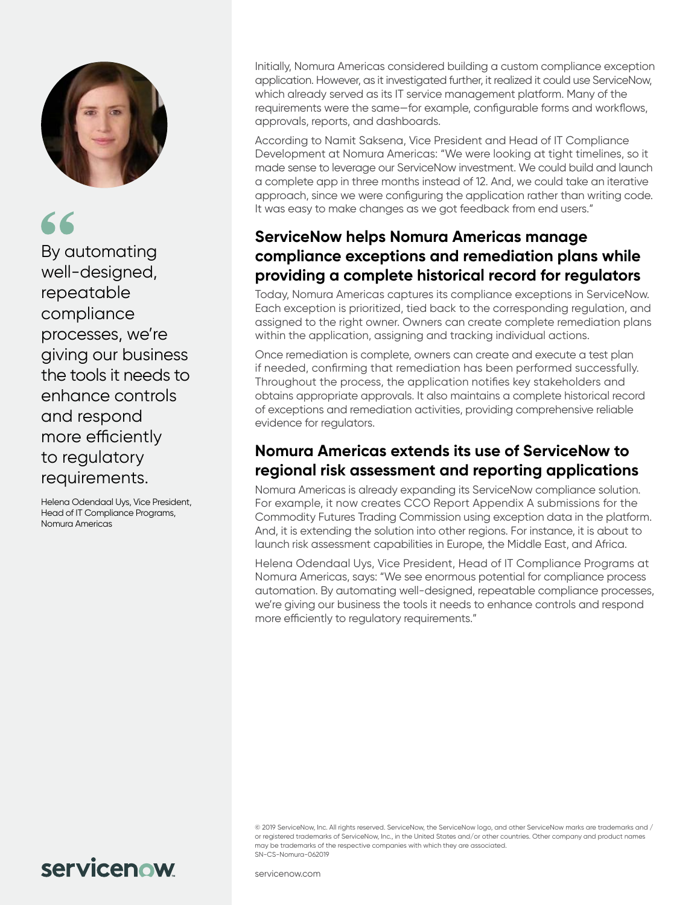> By automating well-designed, repeatable compliance processes, we're giving our business the tools it needs to enhance controls and respond more efficiently to regulatory requirements.

Helena Odendaal Uys, Vice President, Head of IT Compliance Programs, Nomura Americas

Initially, Nomura Americas considered building a custom compliance exception application. However, as it investigated further, it realized it could use ServiceNow, which already served as its IT service management platform. Many of the requirements were the same—for example, configurable forms and workflows, approvals, reports, and dashboards.

According to Namit Saksena, Vice President and Head of IT Compliance Development at Nomura Americas: "We were looking at tight timelines, so it made sense to leverage our ServiceNow investment. We could build and launch a complete app in three months instead of 12. And, we could take an iterative approach, since we were configuring the application rather than writing code. It was easy to make changes as we got feedback from end users."

## ServiceNow helps Nomura Americas manage compliance exceptions and remediation plans while providing a complete historical record for regulators

Today, Nomura Americas captures its compliance exceptions in ServiceNow. Each exception is prioritized, tied back to the corresponding regulation, and assigned to the right owner. Owners can create complete remediation plans within the application, assigning and tracking individual actions.

Once remediation is complete, owners can create and execute a test plan if needed, confirming that remediation has been performed successfully. Throughout the process, the application notifies key stakeholders and obtains appropriate approvals. It also maintains a complete historical record of exceptions and remediation activities, providing comprehensive reliable evidence for regulators.

## Nomura Americas extends its use of ServiceNow to regional risk assessment and reporting applications

Nomura Americas is already expanding its ServiceNow compliance solution. For example, it now creates CCO Report Appendix A submissions for the Commodity Futures Trading Commission using exception data in the platform. And, it is extending the solution into other regions. For instance, it is about to launch risk assessment capabilities in Europe, the Middle East, and Africa.

Helena Odendaal Uys, Vice President, Head of IT Compliance Programs at Nomura Americas, says: "We see enormous potential for compliance process automation. By automating well-designed, repeatable compliance processes, we're giving our business the tools it needs to enhance controls and respond more efficiently to regulatory requirements."

© 2019 ServiceNow, Inc. All rights reserved. ServiceNow, the ServiceNow logo, and other ServiceNow marks are trademarks and / or registered trademarks of ServiceNow, Inc., in the United States and/or other countries. Other company and product names may be trademarks of the respective companies with which they are associated.
SN-CS-Nomura-062019

servicenow.com